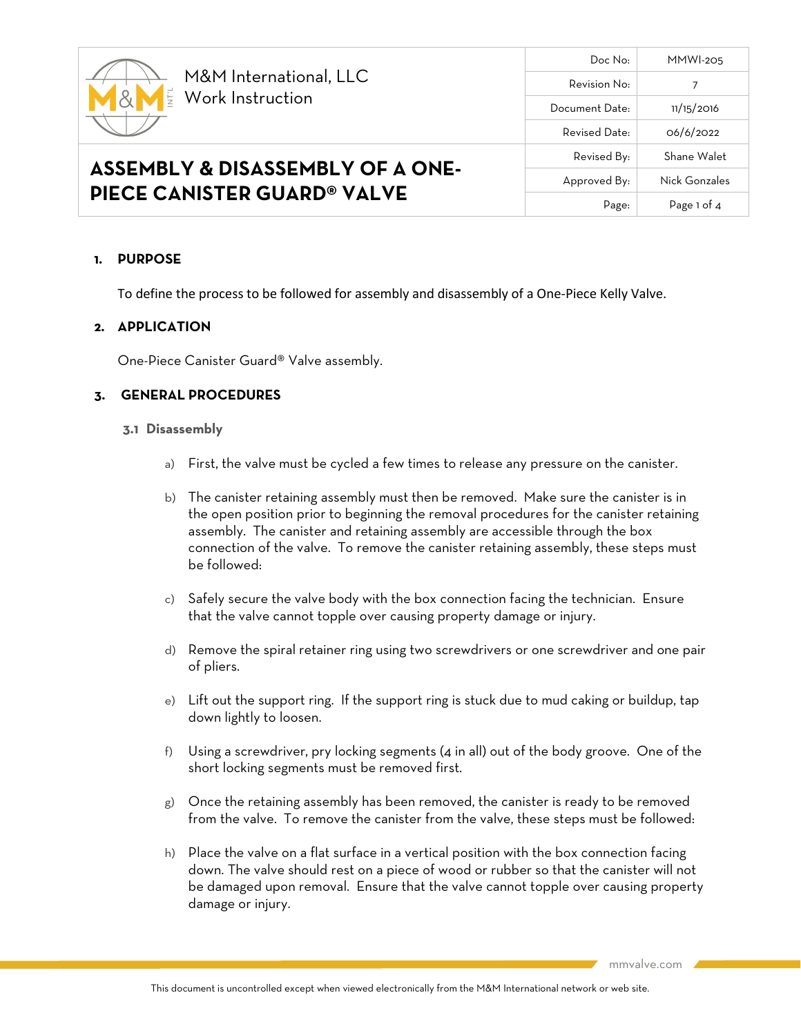M&M International, LLC
Work Instruction

| Doc No: | MMWI-205 |
| --- | --- |
| Revision No: | 7 |
| Document Date: | 11/15/2016 |
| Revised Date: | 06/6/2022 |
| Revised By: | Shane Walet |
| Approved By: | Nick Gonzales |

# ASSEMBLY & DISASSEMBLY OF A ONE-PIECE CANISTER GUARD® VALVE

## 1. PURPOSE

To define the process to be followed for assembly and disassembly of a One-Piece Kelly Valve.

## 2. APPLICATION

One-Piece Canister Guard® Valve assembly.

## 3. GENERAL PROCEDURES

### 3.1 Disassembly

a) First, the valve must be cycled a few times to release any pressure on the canister.

b) The canister retaining assembly must then be removed. Make sure the canister is in the open position prior to beginning the removal procedures for the canister retaining assembly. The canister and retaining assembly are accessible through the box connection of the valve. To remove the canister retaining assembly, these steps must be followed:

c) Safely secure the valve body with the box connection facing the technician. Ensure that the valve cannot topple over causing property damage or injury.

d) Remove the spiral retainer ring using two screwdrivers or one screwdriver and one pair of pliers.

e) Lift out the support ring. If the support ring is stuck due to mud caking or buildup, tap down lightly to loosen.

f) Using a screwdriver, pry locking segments (4 in all) out of the body groove. One of the short locking segments must be removed first.

g) Once the retaining assembly has been removed, the canister is ready to be removed from the valve. To remove the canister from the valve, these steps must be followed:

h) Place the valve on a flat surface in a vertical position with the box connection facing down. The valve should rest on a piece of wood or rubber so that the canister will not be damaged upon removal. Ensure that the valve cannot topple over causing property damage or injury.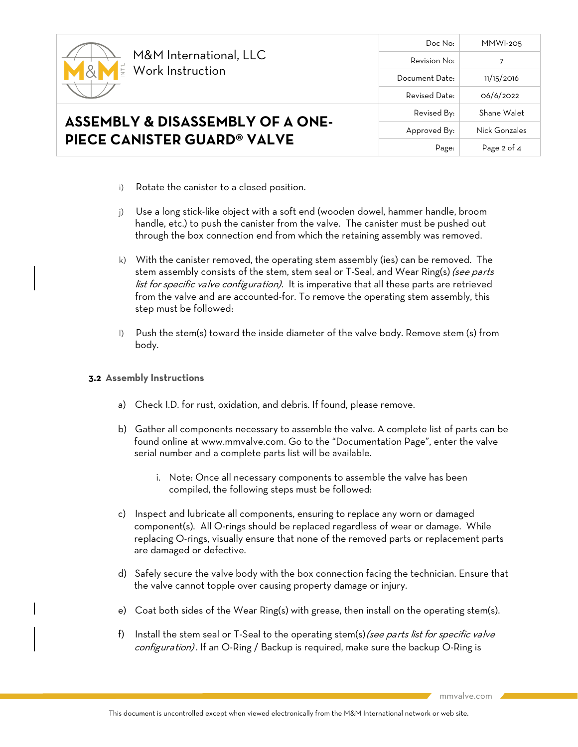i) Rotate the canister to a closed position.

j) Use a long stick-like object with a soft end (wooden dowel, hammer handle, broom handle, etc.) to push the canister from the valve. The canister must be pushed out through the box connection end from which the retaining assembly was removed.

k) With the canister removed, the operating stem assembly (ies) can be removed. The stem assembly consists of the stem, stem seal or T-Seal, and Wear Ring(s) *(see parts list for specific valve configuration)*. It is imperative that all these parts are retrieved from the valve and are accounted-for. To remove the operating stem assembly, this step must be followed:

l) Push the stem(s) toward the inside diameter of the valve body. Remove stem (s) from body.

### 3.2 Assembly Instructions

a) Check I.D. for rust, oxidation, and debris. If found, please remove.

b) Gather all components necessary to assemble the valve. A complete list of parts can be found online at www.mmvalve.com. Go to the "Documentation Page", enter the valve serial number and a complete parts list will be available.

   i. Note: Once all necessary components to assemble the valve has been compiled, the following steps must be followed:

c) Inspect and lubricate all components, ensuring to replace any worn or damaged component(s). All O-rings should be replaced regardless of wear or damage. While replacing O-rings, visually ensure that none of the removed parts or replacement parts are damaged or defective.

d) Safely secure the valve body with the box connection facing the technician. Ensure that the valve cannot topple over causing property damage or injury.

e) Coat both sides of the Wear Ring(s) with grease, then install on the operating stem(s).

f) Install the stem seal or T-Seal to the operating stem(s) *(see parts list for specific valve configuration)*. If an O-Ring / Backup is required, make sure the backup O-Ring is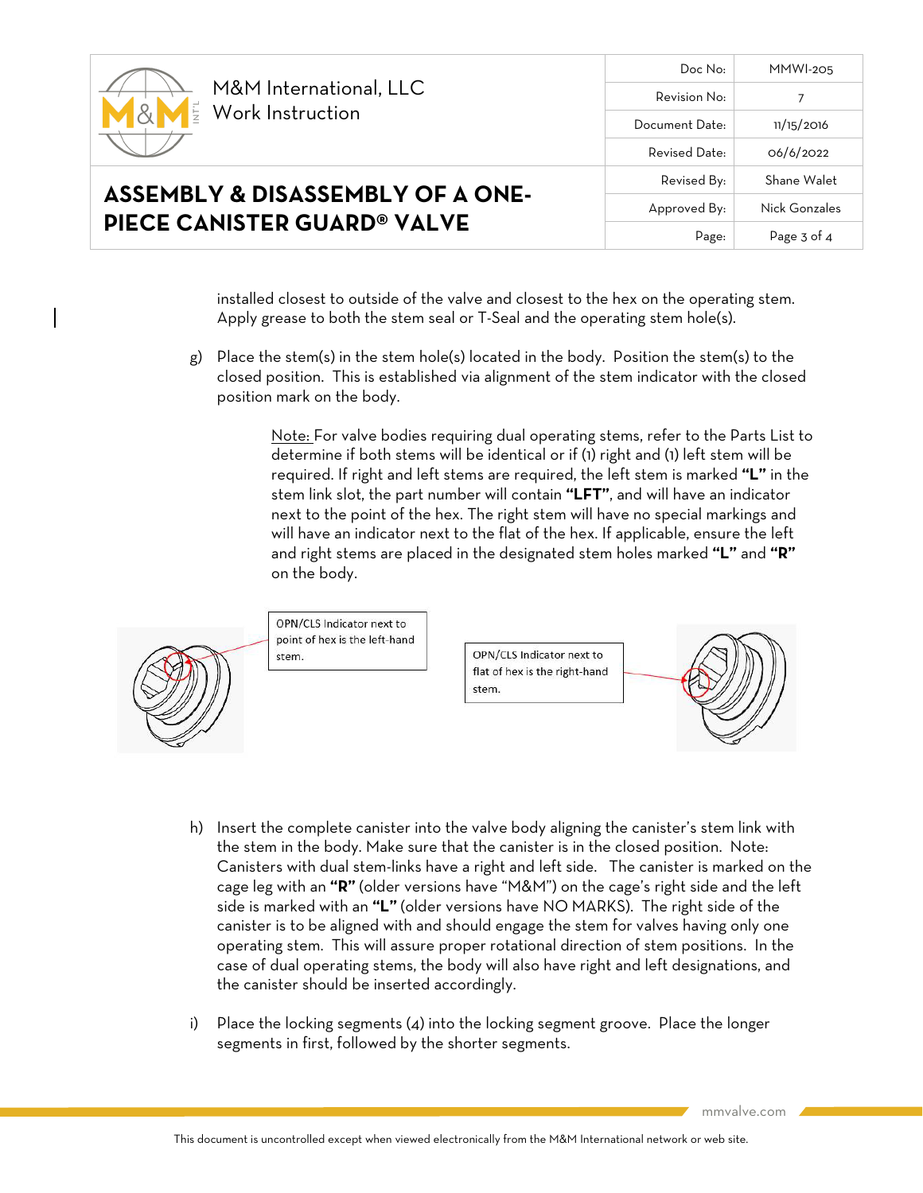installed closest to outside of the valve and closest to the hex on the operating stem. Apply grease to both the stem seal or T-Seal and the operating stem hole(s).

g) Place the stem(s) in the stem hole(s) located in the body. Position the stem(s) to the closed position. This is established via alignment of the stem indicator with the closed position mark on the body.

> Note: For valve bodies requiring dual operating stems, refer to the Parts List to determine if both stems will be identical or if (1) right and (1) left stem will be required. If right and left stems are required, the left stem is marked **"L"** in the stem link slot, the part number will contain **"LFT"**, and will have an indicator next to the point of the hex. The right stem will have no special markings and will have an indicator next to the flat of the hex. If applicable, ensure the left and right stems are placed in the designated stem holes marked **"L"** and **"R"** on the body.

OPN/CLS Indicator next to point of hex is the left-hand stem.

OPN/CLS Indicator next to flat of hex is the right-hand stem.

h) Insert the complete canister into the valve body aligning the canister's stem link with the stem in the body. Make sure that the canister is in the closed position. Note: Canisters with dual stem-links have a right and left side. The canister is marked on the cage leg with an **"R"** (older versions have "M&M") on the cage's right side and the left side is marked with an **"L"** (older versions have NO MARKS). The right side of the canister is to be aligned with and should engage the stem for valves having only one operating stem. This will assure proper rotational direction of stem positions. In the case of dual operating stems, the body will also have right and left designations, and the canister should be inserted accordingly.

i) Place the locking segments (4) into the locking segment groove. Place the longer segments in first, followed by the shorter segments.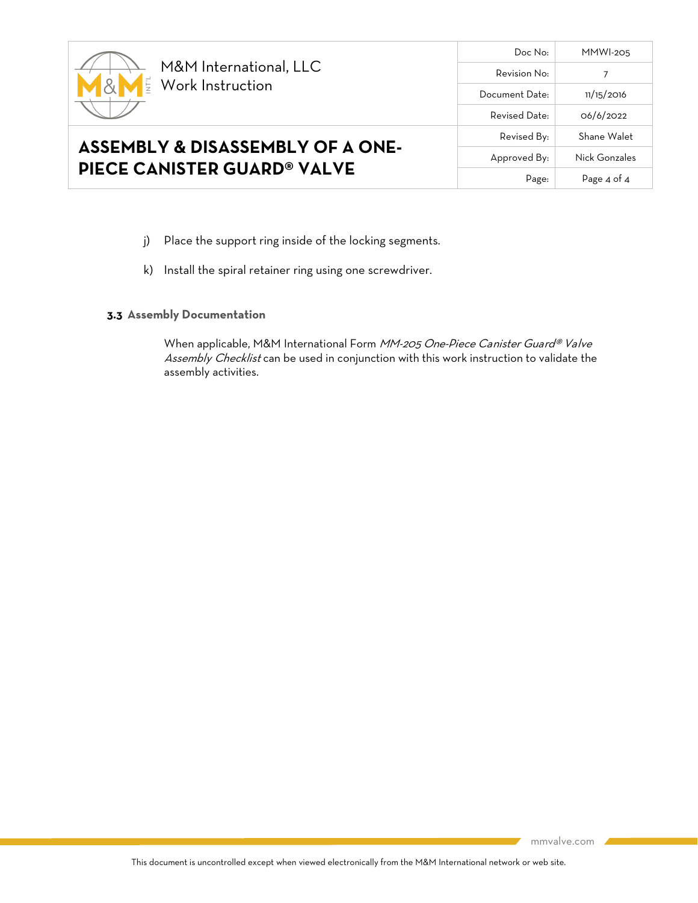j) Place the support ring inside of the locking segments.

k) Install the spiral retainer ring using one screwdriver.

### 3.3 Assembly Documentation

When applicable, M&M International Form *MM-205 One-Piece Canister Guard® Valve Assembly Checklist* can be used in conjunction with this work instruction to validate the assembly activities.